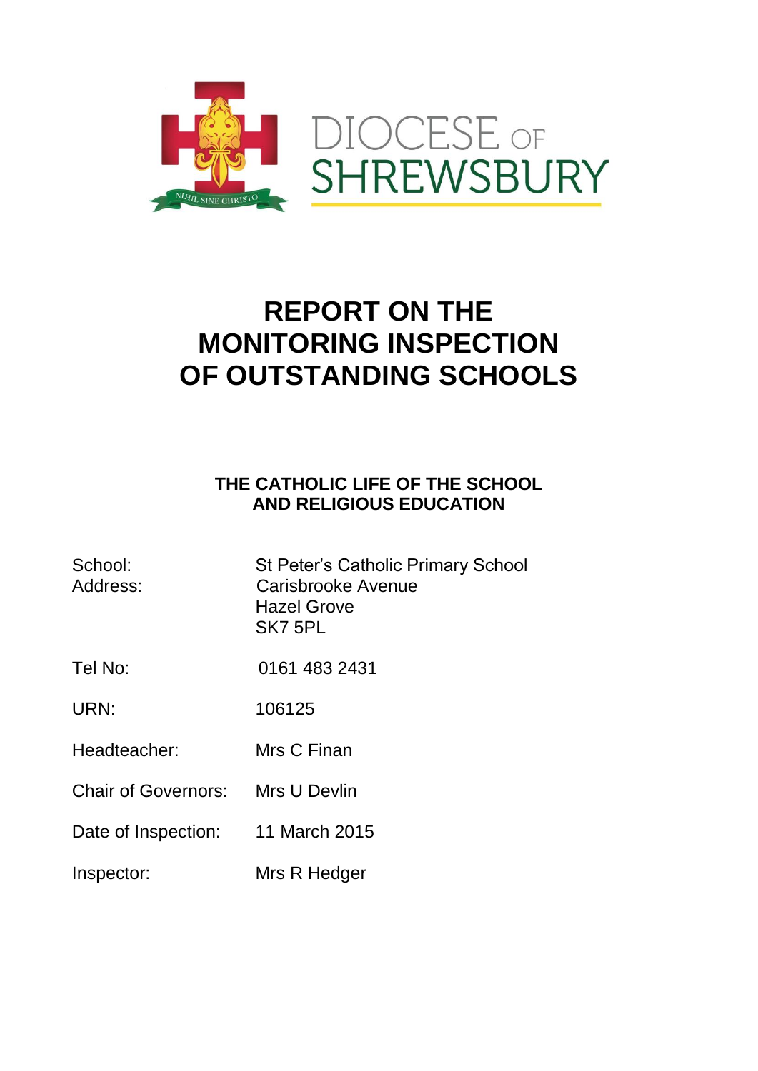DIOCESE OF SHREWSBURY

# REPORT ON THE MONITORING INSPECTION OF OUTSTANDING SCHOOLS

## THE CATHOLIC LIFE OF THE SCHOOL AND RELIGIOUS EDUCATION

| | |
|---|---|
| School: | St Peter's Catholic Primary School |
| Address: | Carisbrooke Avenue<br>Hazel Grove<br>SK7 5PL |
| Tel No: | 0161 483 2431 |
| URN: | 106125 |
| Headteacher: | Mrs C Finan |
| Chair of Governors: | Mrs U Devlin |
| Date of Inspection: | 11 March 2015 |
| Inspector: | Mrs R Hedger |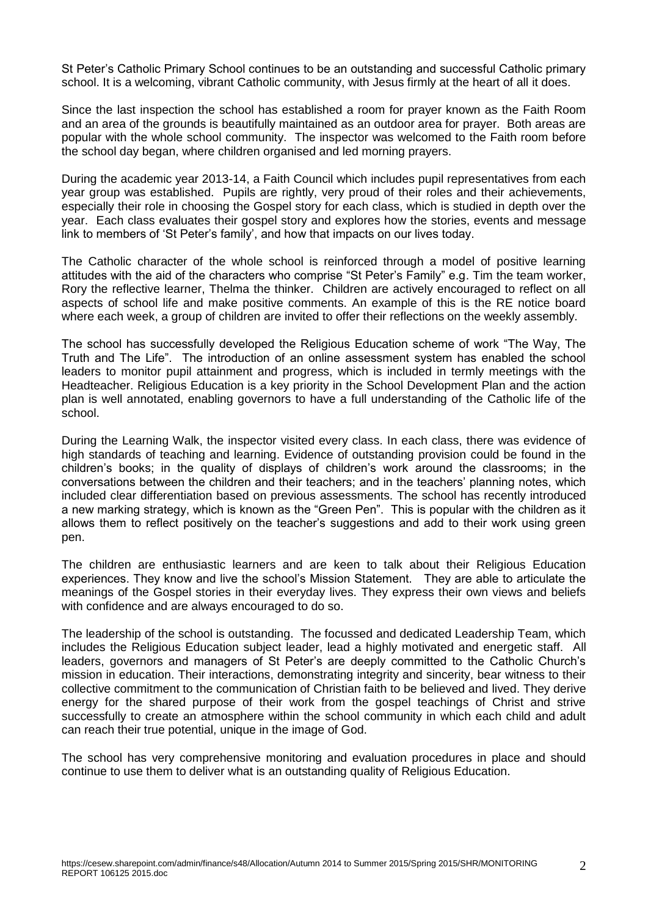St Peter's Catholic Primary School continues to be an outstanding and successful Catholic primary school. It is a welcoming, vibrant Catholic community, with Jesus firmly at the heart of all it does.

Since the last inspection the school has established a room for prayer known as the Faith Room and an area of the grounds is beautifully maintained as an outdoor area for prayer. Both areas are popular with the whole school community. The inspector was welcomed to the Faith room before the school day began, where children organised and led morning prayers.

During the academic year 2013-14, a Faith Council which includes pupil representatives from each year group was established. Pupils are rightly, very proud of their roles and their achievements, especially their role in choosing the Gospel story for each class, which is studied in depth over the year. Each class evaluates their gospel story and explores how the stories, events and message link to members of 'St Peter's family', and how that impacts on our lives today.

The Catholic character of the whole school is reinforced through a model of positive learning attitudes with the aid of the characters who comprise "St Peter's Family" e.g. Tim the team worker, Rory the reflective learner, Thelma the thinker. Children are actively encouraged to reflect on all aspects of school life and make positive comments. An example of this is the RE notice board where each week, a group of children are invited to offer their reflections on the weekly assembly.

The school has successfully developed the Religious Education scheme of work "The Way, The Truth and The Life". The introduction of an online assessment system has enabled the school leaders to monitor pupil attainment and progress, which is included in termly meetings with the Headteacher. Religious Education is a key priority in the School Development Plan and the action plan is well annotated, enabling governors to have a full understanding of the Catholic life of the school.

During the Learning Walk, the inspector visited every class. In each class, there was evidence of high standards of teaching and learning. Evidence of outstanding provision could be found in the children's books; in the quality of displays of children's work around the classrooms; in the conversations between the children and their teachers; and in the teachers' planning notes, which included clear differentiation based on previous assessments. The school has recently introduced a new marking strategy, which is known as the "Green Pen". This is popular with the children as it allows them to reflect positively on the teacher's suggestions and add to their work using green pen.

The children are enthusiastic learners and are keen to talk about their Religious Education experiences. They know and live the school's Mission Statement. They are able to articulate the meanings of the Gospel stories in their everyday lives. They express their own views and beliefs with confidence and are always encouraged to do so.

The leadership of the school is outstanding. The focussed and dedicated Leadership Team, which includes the Religious Education subject leader, lead a highly motivated and energetic staff. All leaders, governors and managers of St Peter's are deeply committed to the Catholic Church's mission in education. Their interactions, demonstrating integrity and sincerity, bear witness to their collective commitment to the communication of Christian faith to be believed and lived. They derive energy for the shared purpose of their work from the gospel teachings of Christ and strive successfully to create an atmosphere within the school community in which each child and adult can reach their true potential, unique in the image of God.

The school has very comprehensive monitoring and evaluation procedures in place and should continue to use them to deliver what is an outstanding quality of Religious Education.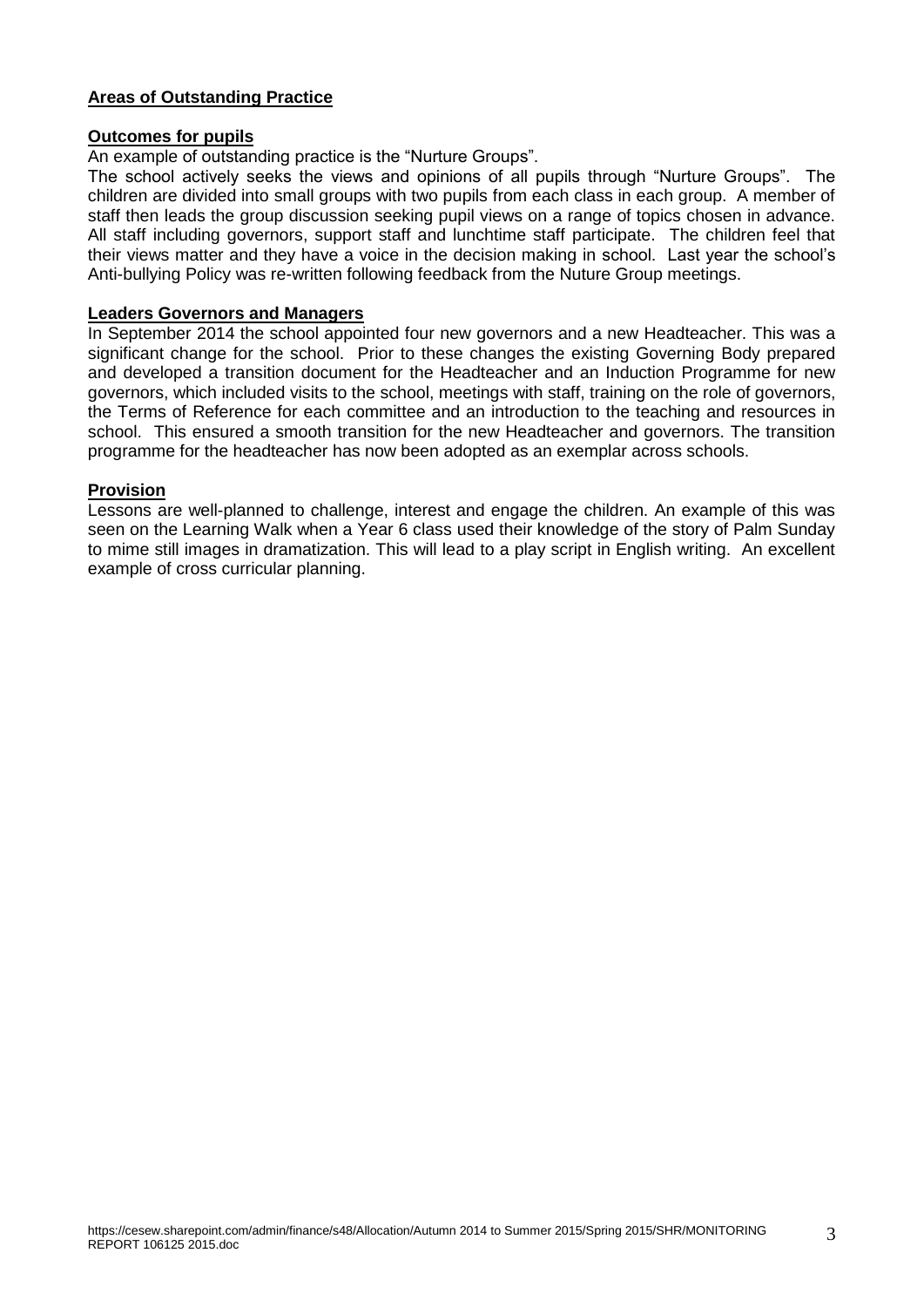## Areas of Outstanding Practice

### Outcomes for pupils

An example of outstanding practice is the "Nurture Groups".

The school actively seeks the views and opinions of all pupils through "Nurture Groups". The children are divided into small groups with two pupils from each class in each group. A member of staff then leads the group discussion seeking pupil views on a range of topics chosen in advance. All staff including governors, support staff and lunchtime staff participate. The children feel that their views matter and they have a voice in the decision making in school. Last year the school's Anti-bullying Policy was re-written following feedback from the Nuture Group meetings.

### Leaders Governors and Managers

In September 2014 the school appointed four new governors and a new Headteacher. This was a significant change for the school. Prior to these changes the existing Governing Body prepared and developed a transition document for the Headteacher and an Induction Programme for new governors, which included visits to the school, meetings with staff, training on the role of governors, the Terms of Reference for each committee and an introduction to the teaching and resources in school. This ensured a smooth transition for the new Headteacher and governors. The transition programme for the headteacher has now been adopted as an exemplar across schools.

### Provision

Lessons are well-planned to challenge, interest and engage the children. An example of this was seen on the Learning Walk when a Year 6 class used their knowledge of the story of Palm Sunday to mime still images in dramatization. This will lead to a play script in English writing. An excellent example of cross curricular planning.